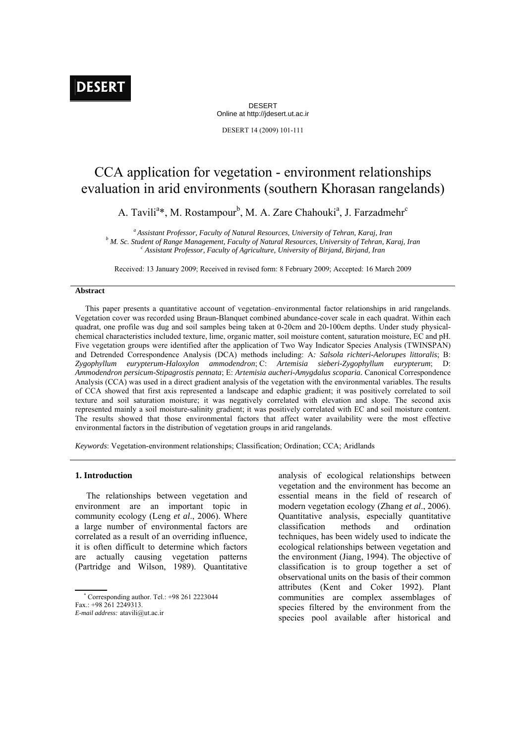DESERT
Online at http://jdesert.ut.ac.ir

# CCA application for vegetation - environment relationships evaluation in arid environments (southern Khorasan rangelands)

A. Tavili[a]*, M. Rostampour[b], M. A. Zare Chahouki[a], J. Farzadmehr[c]

[a] *Assistant Professor, Faculty of Natural Resources, University of Tehran, Karaj, Iran*
[b] *M. Sc. Student of Range Management, Faculty of Natural Resources, University of Tehran, Karaj, Iran*
[c] *Assistant Professor, Faculty of Agriculture, University of Birjand, Birjand, Iran*

Received: 13 January 2009; Received in revised form: 8 February 2009; Accepted: 16 March 2009

## Abstract

This paper presents a quantitative account of vegetation–environmental factor relationships in arid rangelands. Vegetation cover was recorded using Braun-Blanquet combined abundance-cover scale in each quadrat. Within each quadrat, one profile was dug and soil samples being taken at 0-20cm and 20-100cm depths. Under study physical-chemical characteristics included texture, lime, organic matter, soil moisture content, saturation moisture, EC and pH. Five vegetation groups were identified after the application of Two Way Indicator Species Analysis (TWINSPAN) and Detrended Correspondence Analysis (DCA) methods including: A*: Salsola richteri-Aelorupes littoralis*; B: *Zygophyllum eurypterum-Haloxylon ammodendron*; C: *Artemisia sieberi-Zygophyllum eurypterum*; D: *Ammodendron persicum-Stipagrostis pennata*; E: *Artemisia aucheri-Amygdalus scoparia.* Canonical Correspondence Analysis (CCA) was used in a direct gradient analysis of the vegetation with the environmental variables. The results of CCA showed that first axis represented a landscape and edaphic gradient; it was positively correlated to soil texture and soil saturation moisture; it was negatively correlated with elevation and slope. The second axis represented mainly a soil moisture-salinity gradient; it was positively correlated with EC and soil moisture content. The results showed that those environmental factors that affect water availability were the most effective environmental factors in the distribution of vegetation groups in arid rangelands.

*Keywords*: Vegetation-environment relationships; Classification; Ordination; CCA; Aridlands

## 1. Introduction

The relationships between vegetation and environment are an important topic in community ecology (Leng *et al*., 2006). Where a large number of environmental factors are correlated as a result of an overriding influence, it is often difficult to determine which factors are actually causing vegetation patterns (Partridge and Wilson, 1989). Quantitative analysis of ecological relationships between vegetation and the environment has become an essential means in the field of research of modern vegetation ecology (Zhang *et al*., 2006). Quantitative analysis, especially quantitative classification methods and ordination techniques, has been widely used to indicate the ecological relationships between vegetation and the environment (Jiang, 1994). The objective of classification is to group together a set of observational units on the basis of their common attributes (Kent and Coker 1992). Plant communities are complex assemblages of species filtered by the environment from the species pool available after historical and

* Corresponding author. Tel.: +98 261 2223044
Fax.: +98 261 2249313.
*E-mail address:* atavili@ut.ac.ir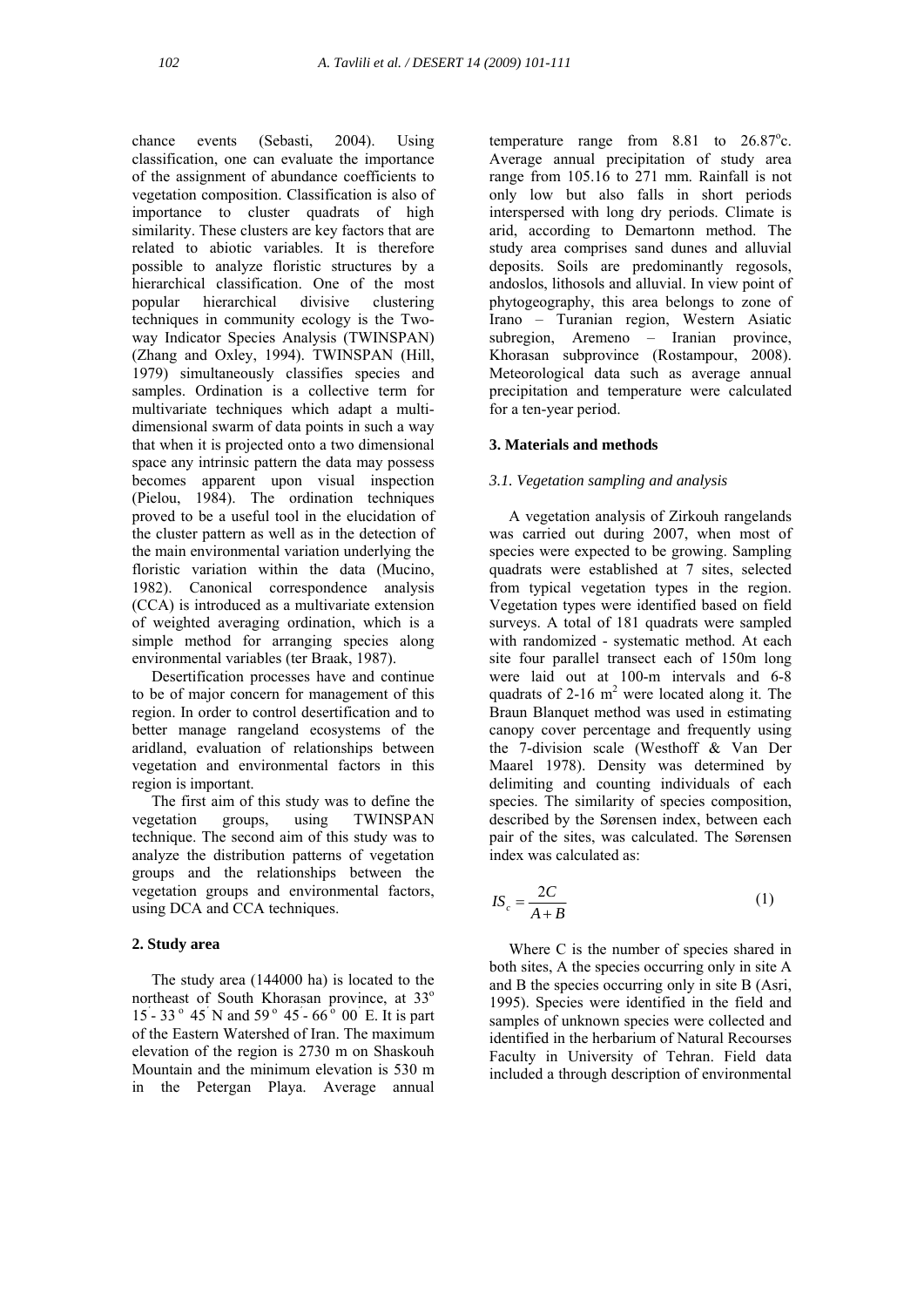chance events (Sebasti, 2004). Using classification, one can evaluate the importance of the assignment of abundance coefficients to vegetation composition. Classification is also of importance to cluster quadrats of high similarity. These clusters are key factors that are related to abiotic variables. It is therefore possible to analyze floristic structures by a hierarchical classification. One of the most popular hierarchical divisive clustering techniques in community ecology is the Two-way Indicator Species Analysis (TWINSPAN) (Zhang and Oxley, 1994). TWINSPAN (Hill, 1979) simultaneously classifies species and samples. Ordination is a collective term for multivariate techniques which adapt a multi-dimensional swarm of data points in such a way that when it is projected onto a two dimensional space any intrinsic pattern the data may possess becomes apparent upon visual inspection (Pielou, 1984). The ordination techniques proved to be a useful tool in the elucidation of the cluster pattern as well as in the detection of the main environmental variation underlying the floristic variation within the data (Mucino, 1982). Canonical correspondence analysis (CCA) is introduced as a multivariate extension of weighted averaging ordination, which is a simple method for arranging species along environmental variables (ter Braak, 1987).

Desertification processes have and continue to be of major concern for management of this region. In order to control desertification and to better manage rangeland ecosystems of the aridland, evaluation of relationships between vegetation and environmental factors in this region is important.

The first aim of this study was to define the vegetation groups, using TWINSPAN technique. The second aim of this study was to analyze the distribution patterns of vegetation groups and the relationships between the vegetation groups and environmental factors, using DCA and CCA techniques.

## 2. Study area

The study area (144000 ha) is located to the northeast of South Khorasan province, at 33° 15′ - 33° 45′ N and 59° 45′ - 66° 00′ E. It is part of the Eastern Watershed of Iran. The maximum elevation of the region is 2730 m on Shaskouh Mountain and the minimum elevation is 530 m in the Petergan Playa. Average annual temperature range from 8.81 to 26.87°c. Average annual precipitation of study area range from 105.16 to 271 mm. Rainfall is not only low but also falls in short periods interspersed with long dry periods. Climate is arid, according to Demartonn method. The study area comprises sand dunes and alluvial deposits. Soils are predominantly regosols, andoslos, lithosols and alluvial. In view point of phytogeography, this area belongs to zone of Irano – Turanian region, Western Asiatic subregion, Aremeno – Iranian province, Khorasan subprovince (Rostampour, 2008). Meteorological data such as average annual precipitation and temperature were calculated for a ten-year period.

## 3. Materials and methods

### *3.1. Vegetation sampling and analysis*

A vegetation analysis of Zirkouh rangelands was carried out during 2007, when most of species were expected to be growing. Sampling quadrats were established at 7 sites, selected from typical vegetation types in the region. Vegetation types were identified based on field surveys. A total of 181 quadrats were sampled with randomized - systematic method. At each site four parallel transect each of 150m long were laid out at 100-m intervals and 6-8 quadrats of 2-16 $m^2$ were located along it. The Braun Blanquet method was used in estimating canopy cover percentage and frequently using the 7-division scale (Westhoff & Van Der Maarel 1978). Density was determined by delimiting and counting individuals of each species. The similarity of species composition, described by the Sørensen index, between each pair of the sites, was calculated. The Sørensen index was calculated as:

$$IS_c = \frac{2C}{A+B} \tag{1}$$

Where C is the number of species shared in both sites, A the species occurring only in site A and B the species occurring only in site B (Asri, 1995). Species were identified in the field and samples of unknown species were collected and identified in the herbarium of Natural Recourses Faculty in University of Tehran. Field data included a through description of environmental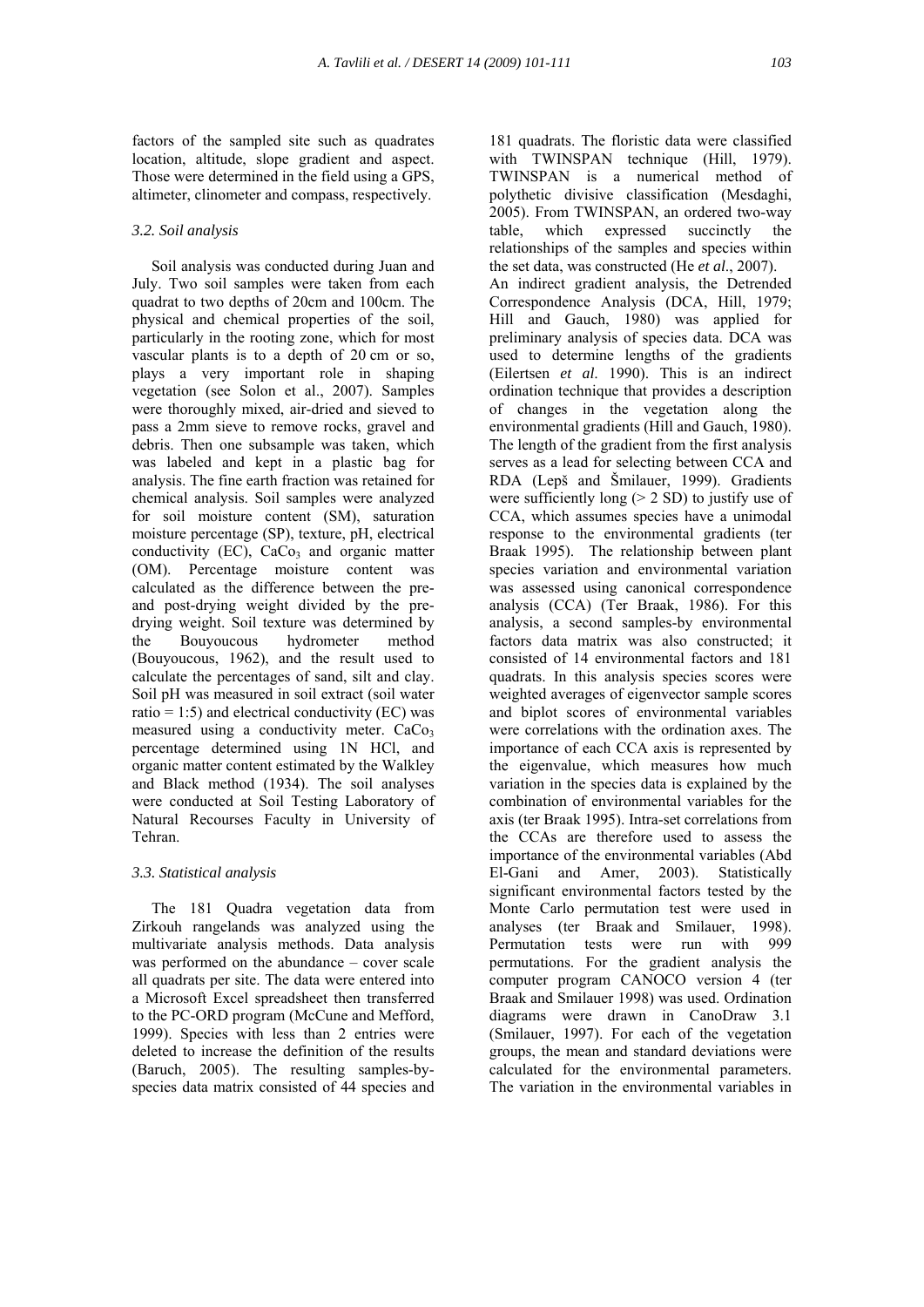factors of the sampled site such as quadrates location, altitude, slope gradient and aspect. Those were determined in the field using a GPS, altimeter, clinometer and compass, respectively.

### 3.2. Soil analysis

Soil analysis was conducted during Juan and July. Two soil samples were taken from each quadrat to two depths of 20cm and 100cm. The physical and chemical properties of the soil, particularly in the rooting zone, which for most vascular plants is to a depth of 20 cm or so, plays a very important role in shaping vegetation (see Solon et al., 2007). Samples were thoroughly mixed, air-dried and sieved to pass a 2mm sieve to remove rocks, gravel and debris. Then one subsample was taken, which was labeled and kept in a plastic bag for analysis. The fine earth fraction was retained for chemical analysis. Soil samples were analyzed for soil moisture content (SM), saturation moisture percentage (SP), texture, pH, electrical conductivity (EC), $CaCo_3$ and organic matter (OM). Percentage moisture content was calculated as the difference between the pre- and post-drying weight divided by the pre-drying weight. Soil texture was determined by the Bouyoucous hydrometer method (Bouyoucous, 1962), and the result used to calculate the percentages of sand, silt and clay. Soil pH was measured in soil extract (soil water ratio = 1:5) and electrical conductivity (EC) was measured using a conductivity meter. $CaCo_3$ percentage determined using 1N HCl, and organic matter content estimated by the Walkley and Black method (1934). The soil analyses were conducted at Soil Testing Laboratory of Natural Recourses Faculty in University of Tehran.

### 3.3. Statistical analysis

The 181 Quadra vegetation data from Zirkouh rangelands was analyzed using the multivariate analysis methods. Data analysis was performed on the abundance – cover scale all quadrats per site. The data were entered into a Microsoft Excel spreadsheet then transferred to the PC-ORD program (McCune and Mefford, 1999). Species with less than 2 entries were deleted to increase the definition of the results (Baruch, 2005). The resulting samples-by-species data matrix consisted of 44 species and 181 quadrats. The floristic data were classified with TWINSPAN technique (Hill, 1979). TWINSPAN is a numerical method of polythetic divisive classification (Mesdaghi, 2005). From TWINSPAN, an ordered two-way table, which expressed succinctly the relationships of the samples and species within the set data, was constructed (He *et al*., 2007).
An indirect gradient analysis, the Detrended Correspondence Analysis (DCA, Hill, 1979; Hill and Gauch, 1980) was applied for preliminary analysis of species data. DCA was used to determine lengths of the gradients (Eilertsen *et al*. 1990). This is an indirect ordination technique that provides a description of changes in the vegetation along the environmental gradients (Hill and Gauch, 1980). The length of the gradient from the first analysis serves as a lead for selecting between CCA and RDA (Lepš and Šmilauer, 1999). Gradients were sufficiently long (> 2 SD) to justify use of CCA, which assumes species have a unimodal response to the environmental gradients (ter Braak 1995). The relationship between plant species variation and environmental variation was assessed using canonical correspondence analysis (CCA) (Ter Braak, 1986). For this analysis, a second samples-by environmental factors data matrix was also constructed; it consisted of 14 environmental factors and 181 quadrats. In this analysis species scores were weighted averages of eigenvector sample scores and biplot scores of environmental variables were correlations with the ordination axes. The importance of each CCA axis is represented by the eigenvalue, which measures how much variation in the species data is explained by the combination of environmental variables for the axis (ter Braak 1995). Intra-set correlations from the CCAs are therefore used to assess the importance of the environmental variables (Abd El-Gani and Amer, 2003). Statistically significant environmental factors tested by the Monte Carlo permutation test were used in analyses (ter Braak and Smilauer, 1998). Permutation tests were run with 999 permutations. For the gradient analysis the computer program CANOCO version 4 (ter Braak and Smilauer 1998) was used. Ordination diagrams were drawn in CanoDraw 3.1 (Smilauer, 1997). For each of the vegetation groups, the mean and standard deviations were calculated for the environmental parameters. The variation in the environmental variables in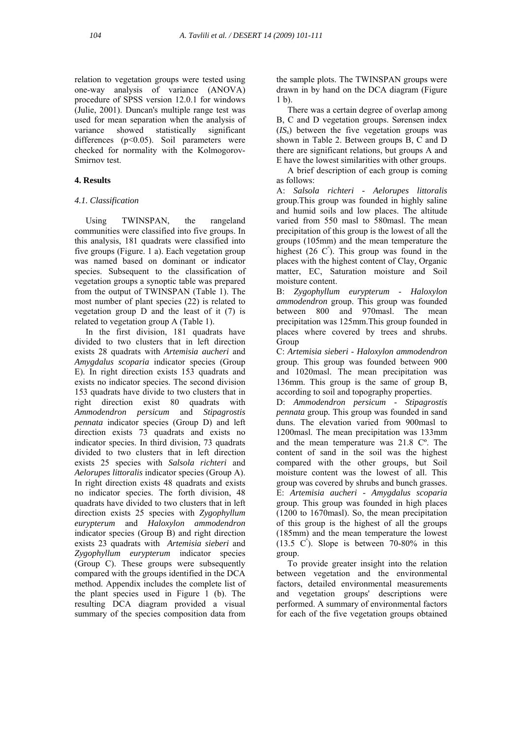relation to vegetation groups were tested using one-way analysis of variance (ANOVA) procedure of SPSS version 12.0.1 for windows (Julie, 2001). Duncan's multiple range test was used for mean separation when the analysis of variance showed statistically significant differences ($p<0.05$). Soil parameters were checked for normality with the Kolmogorov-Smirnov test.

## 4. Results

### 4.1. Classification

Using TWINSPAN, the rangeland communities were classified into five groups. In this analysis, 181 quadrats were classified into five groups (Figure. 1 a). Each vegetation group was named based on dominant or indicator species. Subsequent to the classification of vegetation groups a synoptic table was prepared from the output of TWINSPAN (Table 1). The most number of plant species (22) is related to vegetation group D and the least of it (7) is related to vegetation group A (Table 1).

In the first division, 181 quadrats have divided to two clusters that in left direction exists 28 quadrats with *Artemisia aucheri* and *Amygdalus scoparia* indicator species (Group E). In right direction exists 153 quadrats and exists no indicator species. The second division 153 quadrats have divide to two clusters that in right direction exist 80 quadrats with *Ammodendron persicum* and *Stipagrostis pennata* indicator species (Group D) and left direction exists 73 quadrats and exists no indicator species. In third division, 73 quadrats divided to two clusters that in left direction exists 25 species with *Salsola richteri* and *Aelorupes littoralis* indicator species (Group A). In right direction exists 48 quadrats and exists no indicator species. The forth division, 48 quadrats have divided to two clusters that in left direction exists 25 species with *Zygophyllum eurypterum* and *Haloxylon ammodendron* indicator species (Group B) and right direction exists 23 quadrats with *Artemisia sieberi* and *Zygophyllum eurypterum* indicator species (Group C). These groups were subsequently compared with the groups identified in the DCA method. Appendix includes the complete list of the plant species used in Figure 1 (b). The resulting DCA diagram provided a visual summary of the species composition data from the sample plots. The TWINSPAN groups were drawn in by hand on the DCA diagram (Figure 1 b).

There was a certain degree of overlap among B, C and D vegetation groups. Sørensen index ($IS_s$) between the five vegetation groups was shown in Table 2. Between groups B, C and D there are significant relations, but groups A and E have the lowest similarities with other groups.

A brief description of each group is coming as follows:

A: *Salsola richteri - Aelorupes littoralis* group.This group was founded in highly saline and humid soils and low places. The altitude varied from 550 masl to 580masl. The mean precipitation of this group is the lowest of all the groups (105mm) and the mean temperature the highest (26 $C^{\circ}$). This group was found in the places with the highest content of Clay, Organic matter, EC, Saturation moisture and Soil moisture content.

B: *Zygophyllum eurypterum - Haloxylon ammodendron* group. This group was founded between 800 and 970masl. The mean precipitation was 125mm.This group founded in places where covered by trees and shrubs. Group

C: *Artemisia sieberi - Haloxylon ammodendron* group. This group was founded between 900 and 1020masl. The mean precipitation was 136mm. This group is the same of group B, according to soil and topography properties.

D: *Ammodendron persicum - Stipagrostis pennata* group. This group was founded in sand duns. The elevation varied from 900masl to 1200masl. The mean precipitation was 133mm and the mean temperature was 21.8 Cº. The content of sand in the soil was the highest compared with the other groups, but Soil moisture content was the lowest of all. This group was covered by shrubs and bunch grasses.

E: *Artemisia aucheri - Amygdalus scoparia* group. This group was founded in high places (1200 to 1670masl). So, the mean precipitation of this group is the highest of all the groups (185mm) and the mean temperature the lowest (13.5 $C^{\circ}$). Slope is between 70-80% in this group.

To provide greater insight into the relation between vegetation and the environmental factors, detailed environmental measurements and vegetation groups' descriptions were performed. A summary of environmental factors for each of the five vegetation groups obtained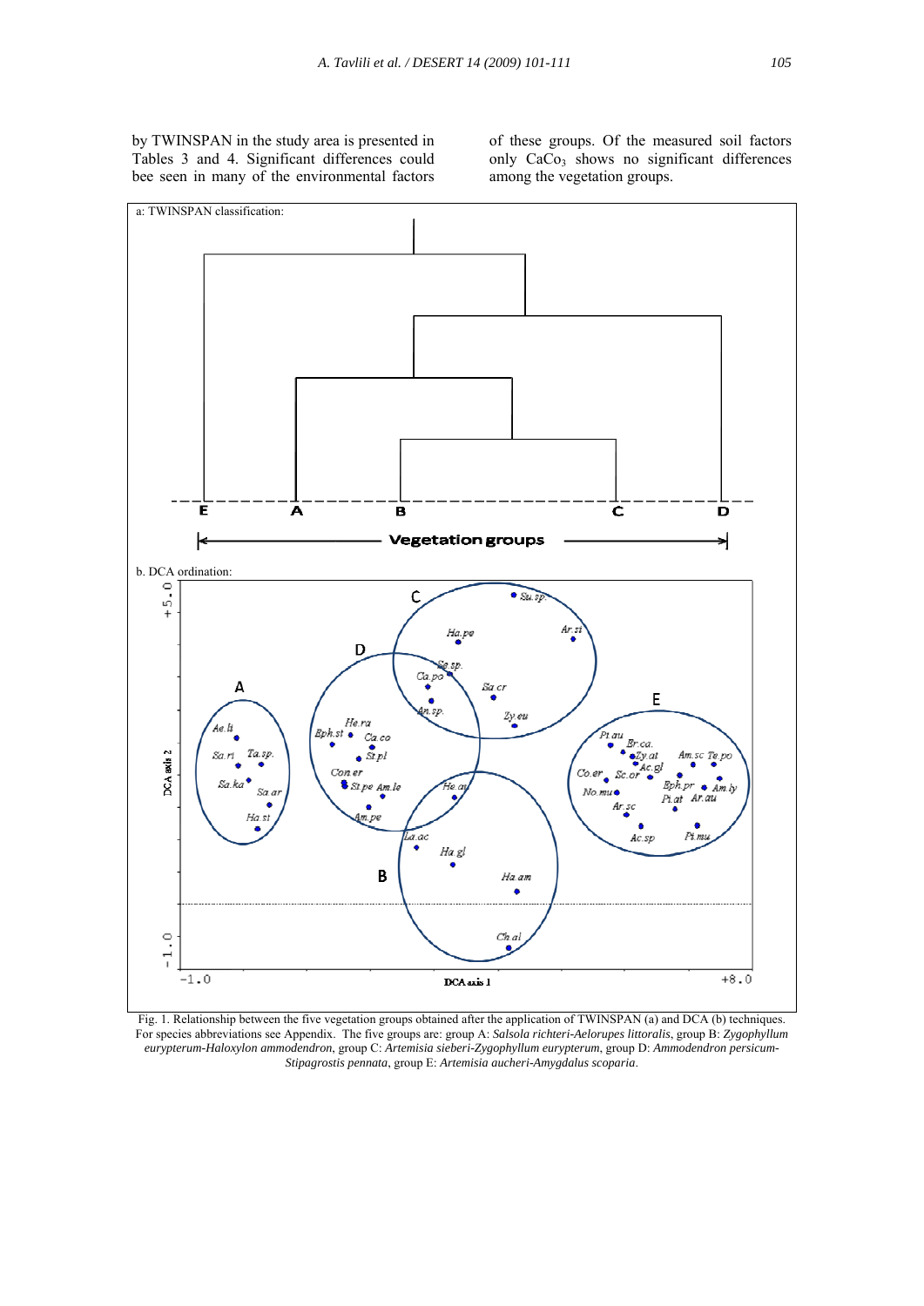by TWINSPAN in the study area is presented in Tables 3 and 4. Significant differences could bee seen in many of the environmental factors of these groups. Of the measured soil factors only $CaCo_3$ shows no significant differences among the vegetation groups.

a: TWINSPAN classification:

E A B C D

Vegetation groups

b. DCA ordination:

+5.0

-1.0

-1.0

+8.0

DCA axis 1

DCA axis 2

A: Ae.li, Sa.ri, Ta.sp., Sa.ka, Sa.ar, Ha.si

B: He.au, La.ac, Ha.gl, Ha.am, Ch.al

C: Su.sp., Ha.pe, Ar.si, Se.sp., Ca.po, An.sp., Sa.cr, Zy.eu

D: He.ra, Eph.st, Ca.co, St.pl, Con.er, St.pe, Am.le, Am.pe

E: Pt.au, Er.ca., Zy.at, Ac.gl, Am.sc, Te.po, Co.er, Sc.or, No.mu, Eph.pr, Am.ly, Pt.at, Ar.au, Ar.sc, Ac.sp, Pt.mu

Fig. 1. Relationship between the five vegetation groups obtained after the application of TWINSPAN (a) and DCA (b) techniques. For species abbreviations see Appendix. The five groups are: group A: *Salsola richteri-Aelorupes littoralis*, group B: *Zygophyllum eurypterum-Haloxylon ammodendron*, group C: *Artemisia sieberi-Zygophyllum eurypterum*, group D: *Ammodendron persicum-Stipagrostis pennata*, group E: *Artemisia aucheri-Amygdalus scoparia*.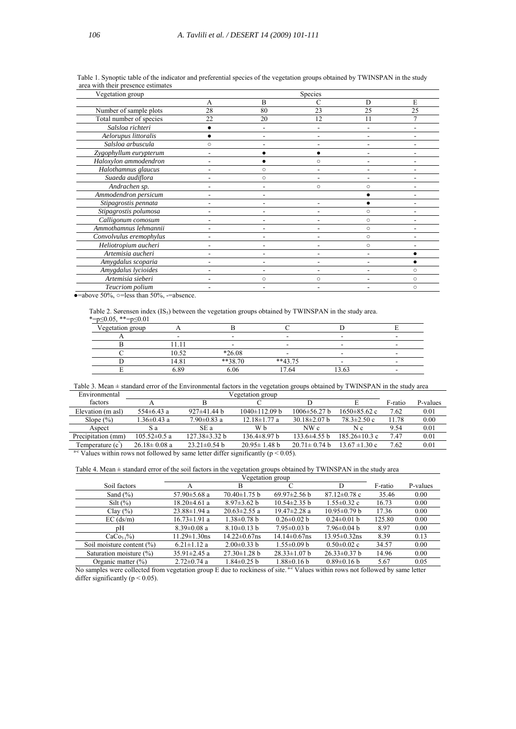Table 1. Synoptic table of the indicator and preferential species of the vegetation groups obtained by TWINSPAN in the study area with their presence estimates

| Vegetation group | Species | | | | |
|---|---|---|---|---|---|
| | A | B | C | D | E |
| Number of sample plots | 28 | 80 | 23 | 25 | 25 |
| Total number of species | 22 | 20 | 12 | 11 | 7 |
| *Salsloa richteri* | ● | - | - | - | - |
| *Aelorupus littoralis* | ● | - | - | - | - |
| *Salsloa arbuscula* | ○ | - | - | - | - |
| *Zygophyllum eurypterum* | - | ● | ● | - | - |
| *Haloxylon ammodendron* | - | ● | ○ | - | - |
| *Halothamnus glaucus* | - | ○ | - | - | - |
| *Suaeda audiflora* | - | ○ | - | - | - |
| *Andrachen sp.* | - | - | ○ | ○ | - |
| *Ammodendron persicum* | - | - | | ● | - |
| *Stipagrostis pennata* | - | - | - | ● | - |
| *Stipagrostis polumosa* | - | - | - | ○ | - |
| *Calligonum comosum* | - | - | - | ○ | - |
| *Ammothamnus lehmannii* | - | - | - | ○ | - |
| *Convolvulus eremophylus* | - | - | - | ○ | - |
| *Heliotropium aucheri* | - | - | - | ○ | - |
| *Artemisia aucheri* | - | - | - | - | ● |
| *Amygdalus scoparia* | - | - | - | - | ● |
| *Amygdalus lycioides* | - | - | - | - | ○ |
| *Artemisia sieberi* | - | ○ | ○ | - | ○ |
| *Teucriom polium* | - | - | - | - | ○ |

●=above 50%, ○=less than 50%, -=absence.

Table 2. Sørensen index ($IS_S$) between the vegetation groups obtained by TWINSPAN in the study area.
*=p≤0.05, **=p≤0.01

| Vegetation group | A | B | C | D | E |
|---|---|---|---|---|---|
| A | - | - | - | - | - |
| B | 11.11 | - | - | - | - |
| C | 10.52 | *26.08 | - | - | - |
| D | 14.81 | **38.70 | **43.75 | - | - |
| E | 6.89 | 6.06 | 17.64 | 13.63 | - |

Table 3. Mean ± standard error of the Environmental factors in the vegetation groups obtained by TWINSPAN in the study area

| Environmental factors | Vegetation group | | | | | | |
|---|---|---|---|---|---|---|---|
| | A | B | C | D | E | F-ratio | P-values |
| Elevation (m asl) | 554±6.43 a | 927±41.44 b | 1040±112.09 b | 1006±56.27 b | 1650±85.62 c | 7.62 | 0.01 |
| Slope (%) | 1.36±0.43 a | 7.90±0.83 a | 12.18±1.77 a | 30.18±2.07 b | 78.3±2.50 c | 11.78 | 0.00 |
| Aspect | S a | SE a | W b | NW c | N c | 9.54 | 0.01 |
| Precipitation (mm) | 105.52±0.5 a | 127.38±3.32 b | 136.4±8.97 b | 133.6±4.55 b | 185.26±10.3 c | 7.47 | 0.01 |
| Temperature (c°) | 26.18± 0.08 a | 23.21±0.54 b | 20.95± 1.48 b | 20.71± 0.74 b | 13.67 ±1.30 c | 7.62 | 0.01 |

a-c Values within rows not followed by same letter differ significantly ($p < 0.05$).

Table 4. Mean ± standard error of the soil factors in the vegetation groups obtained by TWINSPAN in the study area

| Soil factors | Vegetation group | | | | | |
|---|---|---|---|---|---|---|
| | A | B | C | D | F-ratio | P-values |
| Sand (%) | 57.90±5.68 a | 70.40±1.75 b | 69.97±2.56 b | 87.12±0.78 c | 35.46 | 0.00 |
| Silt (%) | 18.20±4.61 a | 8.97±3.62 b | 10.54±2.35 b | 1.55±0.32 c | 16.73 | 0.00 |
| Clay (%) | 23.88±1.94 a | 20.63±2.55 a | 19.47±2.28 a | 10.95±0.79 b | 17.36 | 0.00 |
| EC (ds/m) | 16.73±1.91 a | 1.38±0.78 b | 0.26±0.02 b | 0.24±0.01 b | 125.80 | 0.00 |
| pH | 8.39±0.08 a | 8.10±0.13 b | 7.95±0.03 b | 7.96±0.04 b | 8.97 | 0.00 |
| $CaCo_3$(%) | 11.29±1.30ns | 14.22±0.67ns | 14.14±0.67ns | 13.95±0.32ns | 8.39 | 0.13 |
| Soil moisture content (%) | 6.21±1.12 a | 2.00±0.33 b | 1.55±0.09 b | 0.50±0.02 c | 34.57 | 0.00 |
| Saturation moisture (%) | 35.91±2.45 a | 27.30±1.28 b | 28.33±1.07 b | 26.33±0.37 b | 14.96 | 0.00 |
| Organic matter (%) | 2.72±0.74 a | 1.84±0.25 b | 1.88±0.16 b | 0.89±0.16 b | 5.67 | 0.05 |

No samples were collected from vegetation group E due to rockiness of site. a-c Values within rows not followed by same letter differ significantly ($p < 0.05$).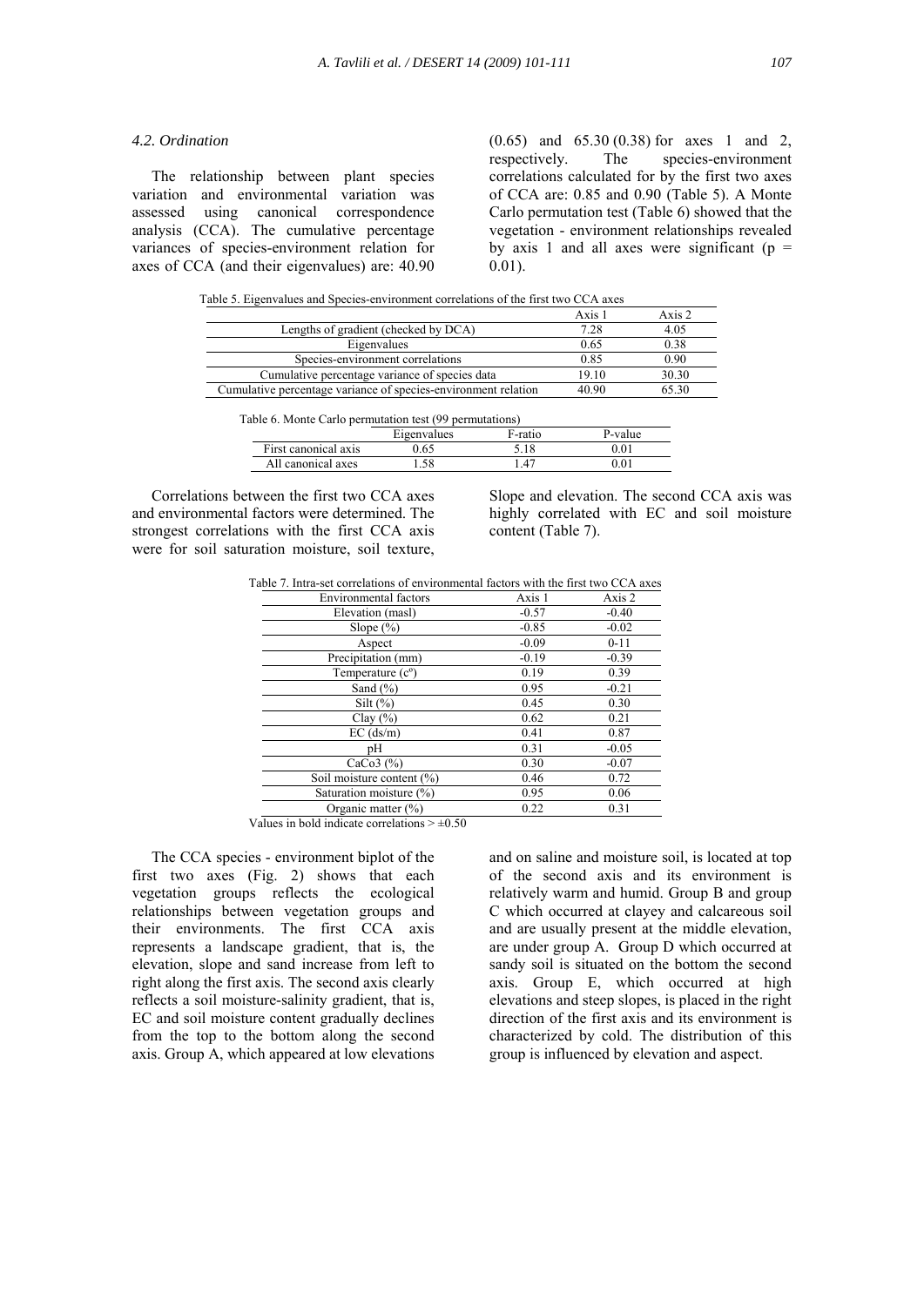### *4.2. Ordination*

The relationship between plant species variation and environmental variation was assessed using canonical correspondence analysis (CCA). The cumulative percentage variances of species-environment relation for axes of CCA (and their eigenvalues) are: 40.90 (0.65) and 65.30 (0.38) for axes 1 and 2, respectively. The species-environment correlations calculated for by the first two axes of CCA are: 0.85 and 0.90 (Table 5). A Monte Carlo permutation test (Table 6) showed that the vegetation - environment relationships revealed by axis 1 and all axes were significant ($p = 0.01$).

Table 5. Eigenvalues and Species-environment correlations of the first two CCA axes

| | Axis 1 | Axis 2 |
|---|---|---|
| Lengths of gradient (checked by DCA) | 7.28 | 4.05 |
| Eigenvalues | 0.65 | 0.38 |
| Species-environment correlations | 0.85 | 0.90 |
| Cumulative percentage variance of species data | 19.10 | 30.30 |
| Cumulative percentage variance of species-environment relation | 40.90 | 65.30 |

Table 6. Monte Carlo permutation test (99 permutations)

| | Eigenvalues | F-ratio | P-value |
|---|---|---|---|
| First canonical axis | 0.65 | 5.18 | 0.01 |
| All canonical axes | 1.58 | 1.47 | 0.01 |

Correlations between the first two CCA axes and environmental factors were determined. The strongest correlations with the first CCA axis were for soil saturation moisture, soil texture, Slope and elevation. The second CCA axis was highly correlated with EC and soil moisture content (Table 7).

Table 7. Intra-set correlations of environmental factors with the first two CCA axes

| Environmental factors | Axis 1 | Axis 2 |
|---|---|---|
| Elevation (masl) | -0.57 | -0.40 |
| Slope (%) | -0.85 | -0.02 |
| Aspect | -0.09 | 0-11 |
| Precipitation (mm) | -0.19 | -0.39 |
| Temperature (cº) | 0.19 | 0.39 |
| Sand (%) | 0.95 | -0.21 |
| Silt (%) | 0.45 | 0.30 |
| Clay (%) | 0.62 | 0.21 |
| EC (ds/m) | 0.41 | 0.87 |
| pH | 0.31 | -0.05 |
| CaCo3 (%) | 0.30 | -0.07 |
| Soil moisture content (%) | 0.46 | 0.72 |
| Saturation moisture (%) | 0.95 | 0.06 |
| Organic matter (%) | 0.22 | 0.31 |

Values in bold indicate correlations > ±0.50

The CCA species - environment biplot of the first two axes (Fig. 2) shows that each vegetation groups reflects the ecological relationships between vegetation groups and their environments. The first CCA axis represents a landscape gradient, that is, the elevation, slope and sand increase from left to right along the first axis. The second axis clearly reflects a soil moisture-salinity gradient, that is, EC and soil moisture content gradually declines from the top to the bottom along the second axis. Group A, which appeared at low elevations and on saline and moisture soil, is located at top of the second axis and its environment is relatively warm and humid. Group B and group C which occurred at clayey and calcareous soil and are usually present at the middle elevation, are under group A. Group D which occurred at sandy soil is situated on the bottom the second axis. Group E, which occurred at high elevations and steep slopes, is placed in the right direction of the first axis and its environment is characterized by cold. The distribution of this group is influenced by elevation and aspect.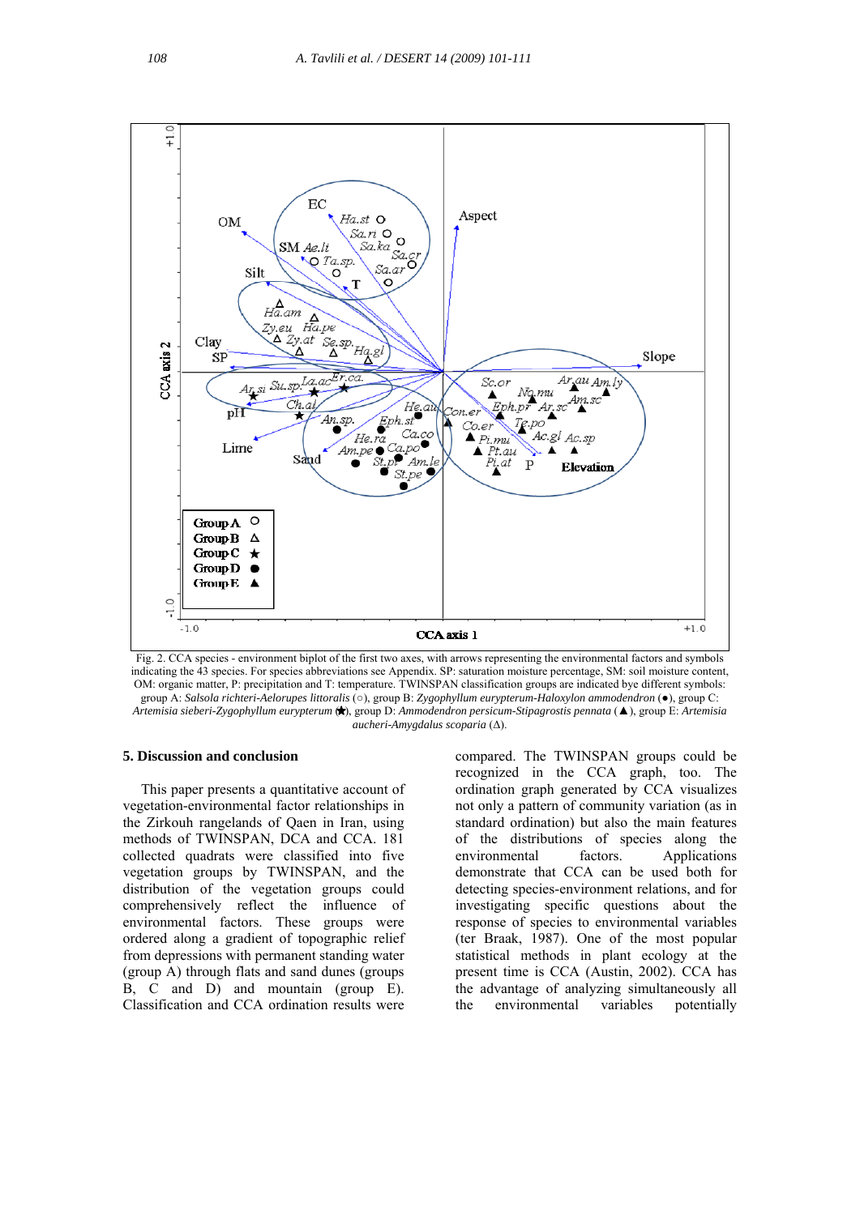+1.0

-1.0

-1.0

+1.0

CCA axis 1

CCA axis 2

EC

OM

SM

Silt

Clay

SP

pH

Lime

Sand

T

Aspect

Slope

P

Elevation

Ha.st

Sa.n

Sa.ka

Sa.cr

Ae.li

Ta.sp.

Sa.ar

Ha.am

Zy.eu

Ha.pe

Zy.at

Se.sp.

Ha.gl

Ar.si

Su.sp.

La.ac

Er.ca.

Ch.al

An.sp.

He.au

Eph.st

He.ra

Ca.co

Am.pe

Ca.po

St.pl

Am.le

St.pe

Con.er

Sc.or

No.mu

Ar.au

Am.ly

Am.sc

Eph.pr

Ar.sc

Co.er

Te.po

Pi.mu

Ac.gl

Ac.sp

Pt.au

Pi.at

Group A ○

Group B △

Group C ★

Group D ●

Group E ▲

Fig. 2. CCA species - environment biplot of the first two axes, with arrows representing the environmental factors and symbols indicating the 43 species. For species abbreviations see Appendix. SP: saturation moisture percentage, SM: soil moisture content, OM: organic matter, P: precipitation and T: temperature. TWINSPAN classification groups are indicated bye different symbols: group A: *Salsola richteri-Aelorupes littoralis* (○), group B: *Zygophyllum eurypterum-Haloxylon ammodendron* (●), group C: *Artemisia sieberi-Zygophyllum eurypterum* (★), group D: *Ammodendron persicum-Stipagrostis pennata* (▲), group E: *Artemisia aucheri-Amygdalus scoparia* (Δ).

## 5. Discussion and conclusion

This paper presents a quantitative account of vegetation-environmental factor relationships in the Zirkouh rangelands of Qaen in Iran, using methods of TWINSPAN, DCA and CCA. 181 collected quadrats were classified into five vegetation groups by TWINSPAN, and the distribution of the vegetation groups could comprehensively reflect the influence of environmental factors. These groups were ordered along a gradient of topographic relief from depressions with permanent standing water (group A) through flats and sand dunes (groups B, C and D) and mountain (group E). Classification and CCA ordination results were compared. The TWINSPAN groups could be recognized in the CCA graph, too. The ordination graph generated by CCA visualizes not only a pattern of community variation (as in standard ordination) but also the main features of the distributions of species along the environmental factors. Applications demonstrate that CCA can be used both for detecting species-environment relations, and for investigating specific questions about the response of species to environmental variables (ter Braak, 1987). One of the most popular statistical methods in plant ecology at the present time is CCA (Austin, 2002). CCA has the advantage of analyzing simultaneously all the environmental variables potentially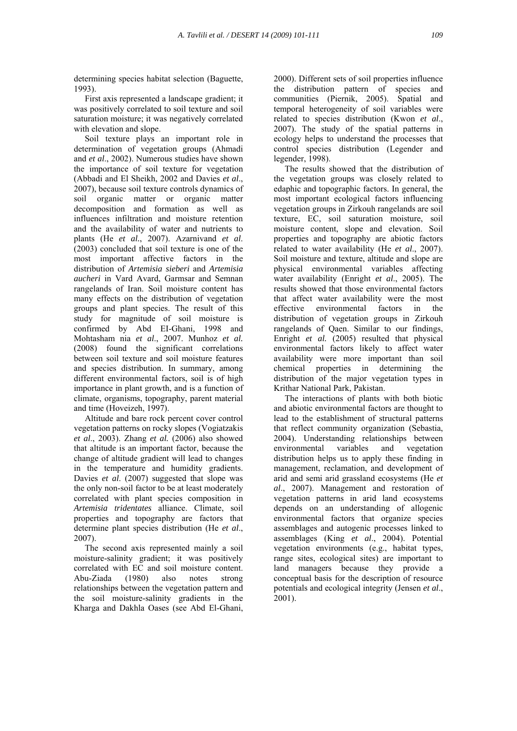determining species habitat selection (Baguette, 1993).

First axis represented a landscape gradient; it was positively correlated to soil texture and soil saturation moisture; it was negatively correlated with elevation and slope.

Soil texture plays an important role in determination of vegetation groups (Ahmadi and *et al*., 2002). Numerous studies have shown the importance of soil texture for vegetation (Abbadi and El Sheikh, 2002 and Davies *et al*., 2007), because soil texture controls dynamics of soil organic matter or organic matter decomposition and formation as well as influences infiltration and moisture retention and the availability of water and nutrients to plants (He *et al.*, 2007). Azarnivand *et al.* (2003) concluded that soil texture is one of the most important affective factors in the distribution of *Artemisia sieberi* and *Artemisia aucheri* in Vard Avard, Garmsar and Semnan rangelands of Iran. Soil moisture content has many effects on the distribution of vegetation groups and plant species. The result of this study for magnitude of soil moisture is confirmed by Abd EI-Ghani, 1998 and Mohtasham nia *et al*., 2007. Munhoz *et al.* (2008) found the significant correlations between soil texture and soil moisture features and species distribution. In summary, among different environmental factors, soil is of high importance in plant growth, and is a function of climate, organisms, topography, parent material and time (Hoveizeh, 1997).

Altitude and bare rock percent cover control vegetation patterns on rocky slopes (Vogiatzakis *et al*., 2003). Zhang *et al.* (2006) also showed that altitude is an important factor, because the change of altitude gradient will lead to changes in the temperature and humidity gradients. Davies *et al*. (2007) suggested that slope was the only non-soil factor to be at least moderately correlated with plant species composition in *Artemisia tridentates* alliance. Climate, soil properties and topography are factors that determine plant species distribution (He *et al*., 2007).

The second axis represented mainly a soil moisture-salinity gradient; it was positively correlated with EC and soil moisture content. Abu-Ziada (1980) also notes strong relationships between the vegetation pattern and the soil moisture-salinity gradients in the Kharga and Dakhla Oases (see Abd El-Ghani, 2000). Different sets of soil properties influence the distribution pattern of species and communities (Piernik, 2005). Spatial and temporal heterogeneity of soil variables were related to species distribution (Kwon *et al*., 2007). The study of the spatial patterns in ecology helps to understand the processes that control species distribution (Legender and legender, 1998).

The results showed that the distribution of the vegetation groups was closely related to edaphic and topographic factors. In general, the most important ecological factors influencing vegetation groups in Zirkouh rangelands are soil texture, EC, soil saturation moisture, soil moisture content, slope and elevation. Soil properties and topography are abiotic factors related to water availability (He *et al*., 2007). Soil moisture and texture, altitude and slope are physical environmental variables affecting water availability (Enright *et al*., 2005). The results showed that those environmental factors that affect water availability were the most effective environmental factors in the distribution of vegetation groups in Zirkouh rangelands of Qaen. Similar to our findings, Enright *et al.* (2005) resulted that physical environmental factors likely to affect water availability were more important than soil chemical properties in determining the distribution of the major vegetation types in Krithar National Park, Pakistan.

The interactions of plants with both biotic and abiotic environmental factors are thought to lead to the establishment of structural patterns that reflect community organization (Sebastia, 2004). Understanding relationships between environmental variables and vegetation distribution helps us to apply these finding in management, reclamation, and development of arid and semi arid grassland ecosystems (He *et al*., 2007). Management and restoration of vegetation patterns in arid land ecosystems depends on an understanding of allogenic environmental factors that organize species assemblages and autogenic processes linked to assemblages (King *et al*., 2004). Potential vegetation environments (e.g., habitat types, range sites, ecological sites) are important to land managers because they provide a conceptual basis for the description of resource potentials and ecological integrity (Jensen *et al*., 2001).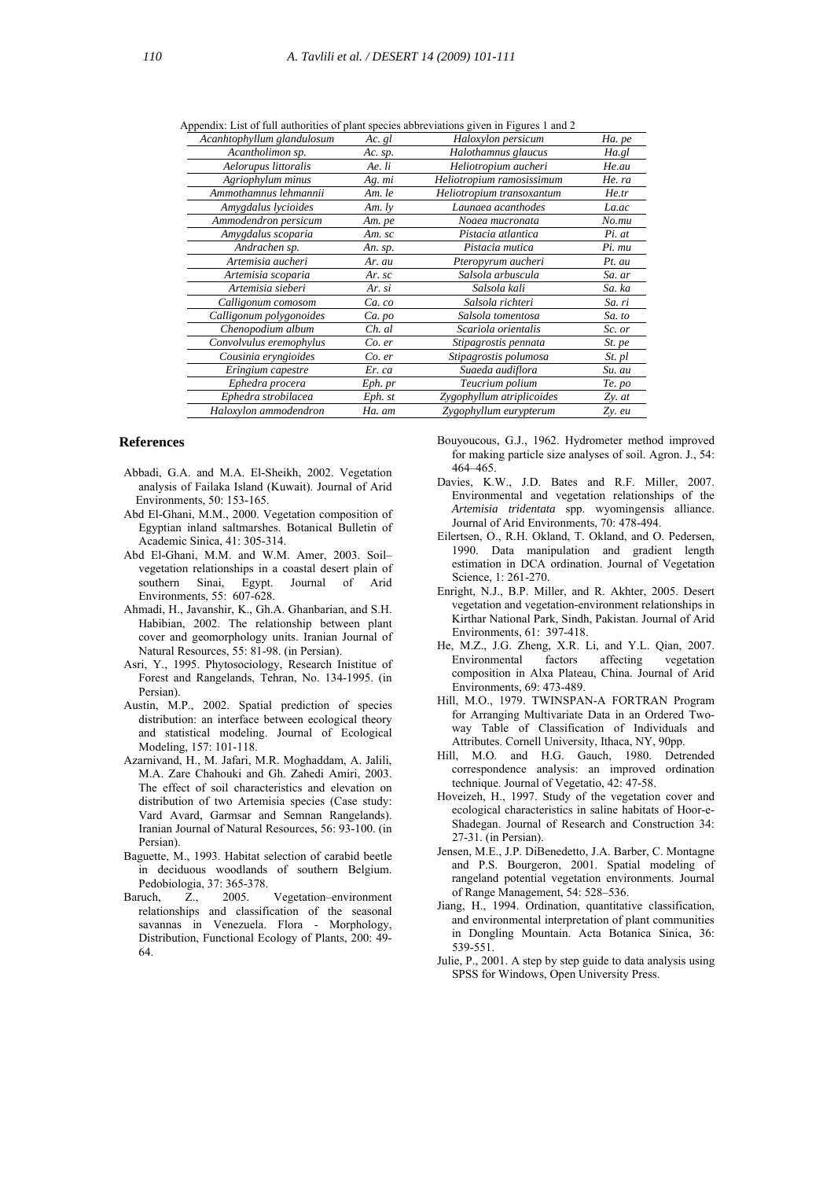Appendix: List of full authorities of plant species abbreviations given in Figures 1 and 2

| | | | |
|---|---|---|---|
| *Acanhtophyllum glandulosum* | *Ac. gl* | *Haloxylon persicum* | *Ha. pe* |
| *Acantholimon sp.* | *Ac. sp.* | *Halothamnus glaucus* | *Ha.gl* |
| *Aelorupus littoralis* | *Ae. li* | *Heliotropium aucheri* | *He.au* |
| *Agriophylum minus* | *Ag. mi* | *Heliotropium ramosissimum* | *He. ra* |
| *Ammothamnus lehmannii* | *Am. le* | *Heliotropium transoxantum* | *He.tr* |
| *Amygdalus lycioides* | *Am. ly* | *Launaea acanthodes* | *La.ac* |
| *Ammodendron persicum* | *Am. pe* | *Noaea mucronata* | *No.mu* |
| *Amygdalus scoparia* | *Am. sc* | *Pistacia atlantica* | *Pi. at* |
| *Andrachen sp.* | *An. sp.* | *Pistacia mutica* | *Pi. mu* |
| *Artemisia aucheri* | *Ar. au* | *Pteropyrum aucheri* | *Pt. au* |
| *Artemisia scoparia* | *Ar. sc* | *Salsola arbuscula* | *Sa. ar* |
| *Artemisia sieberi* | *Ar. si* | *Salsola kali* | *Sa. ka* |
| *Calligonum comosom* | *Ca. co* | *Salsola richteri* | *Sa. ri* |
| *Calligonum polygonoides* | *Ca. po* | *Salsola tomentosa* | *Sa. to* |
| *Chenopodium album* | *Ch. al* | *Scariola orientalis* | *Sc. or* |
| *Convolvulus eremophylus* | *Co. er* | *Stipagrostis pennata* | *St. pe* |
| *Cousinia eryngioides* | *Co. er* | *Stipagrostis polumosa* | *St. pl* |
| *Eringium capestre* | *Er. ca* | *Suaeda audiflora* | *Su. au* |
| *Ephedra procera* | *Eph. pr* | *Teucrium polium* | *Te. po* |
| *Ephedra strobilacea* | *Eph. st* | *Zygophyllum atriplicoides* | *Zy. at* |
| *Haloxylon ammodendron* | *Ha. am* | *Zygophyllum eurypterum* | *Zy. eu* |

## References

Abbadi, G.A. and M.A. El-Sheikh, 2002. Vegetation analysis of Failaka Island (Kuwait). Journal of Arid Environments, 50: 153-165.

Abd El-Ghani, M.M., 2000. Vegetation composition of Egyptian inland saltmarshes. Botanical Bulletin of Academic Sinica, 41: 305-314.

Abd El-Ghani, M.M. and W.M. Amer, 2003. Soil–vegetation relationships in a coastal desert plain of southern Sinai, Egypt. Journal of Arid Environments, 55: 607-628.

Ahmadi, H., Javanshir, K., Gh.A. Ghanbarian, and S.H. Habibian, 2002. The relationship between plant cover and geomorphology units. Iranian Journal of Natural Resources, 55: 81-98. (in Persian).

Asri, Y., 1995. Phytosociology, Research Inistitue of Forest and Rangelands, Tehran, No. 134-1995. (in Persian).

Austin, M.P., 2002. Spatial prediction of species distribution: an interface between ecological theory and statistical modeling. Journal of Ecological Modeling, 157: 101-118.

Azarnivand, H., M. Jafari, M.R. Moghaddam, A. Jalili, M.A. Zare Chahouki and Gh. Zahedi Amiri, 2003. The effect of soil characteristics and elevation on distribution of two Artemisia species (Case study: Vard Avard, Garmsar and Semnan Rangelands). Iranian Journal of Natural Resources, 56: 93-100. (in Persian).

Baguette, M., 1993. Habitat selection of carabid beetle in deciduous woodlands of southern Belgium. Pedobiologia, 37: 365-378.

Baruch, Z., 2005. Vegetation–environment relationships and classification of the seasonal savannas in Venezuela. Flora - Morphology, Distribution, Functional Ecology of Plants, 200: 49-64.

Bouyoucous, G.J., 1962. Hydrometer method improved for making particle size analyses of soil. Agron. J., 54: 464–465.

Davies, K.W., J.D. Bates and R.F. Miller, 2007. Environmental and vegetation relationships of the *Artemisia tridentata* spp. wyomingensis alliance. Journal of Arid Environments, 70: 478-494.

Eilertsen, O., R.H. Okland, T. Okland, and O. Pedersen, 1990. Data manipulation and gradient length estimation in DCA ordination. Journal of Vegetation Science, 1: 261-270.

Enright, N.J., B.P. Miller, and R. Akhter, 2005. Desert vegetation and vegetation-environment relationships in Kirthar National Park, Sindh, Pakistan. Journal of Arid Environments, 61: 397-418.

He, M.Z., J.G. Zheng, X.R. Li, and Y.L. Qian, 2007. Environmental factors affecting vegetation composition in Alxa Plateau, China. Journal of Arid Environments, 69: 473-489.

Hill, M.O., 1979. TWINSPAN-A FORTRAN Program for Arranging Multivariate Data in an Ordered Two-way Table of Classification of Individuals and Attributes. Cornell University, Ithaca, NY, 90pp.

Hill, M.O. and H.G. Gauch, 1980. Detrended correspondence analysis: an improved ordination technique. Journal of Vegetatio, 42: 47-58.

Hoveizeh, H., 1997. Study of the vegetation cover and ecological characteristics in saline habitats of Hoor-e-Shadegan. Journal of Research and Construction 34: 27-31. (in Persian).

Jensen, M.E., J.P. DiBenedetto, J.A. Barber, C. Montagne and P.S. Bourgeron, 2001. Spatial modeling of rangeland potential vegetation environments. Journal of Range Management, 54: 528–536.

Jiang, H., 1994. Ordination, quantitative classification, and environmental interpretation of plant communities in Dongling Mountain. Acta Botanica Sinica, 36: 539-551.

Julie, P., 2001. A step by step guide to data analysis using SPSS for Windows, Open University Press.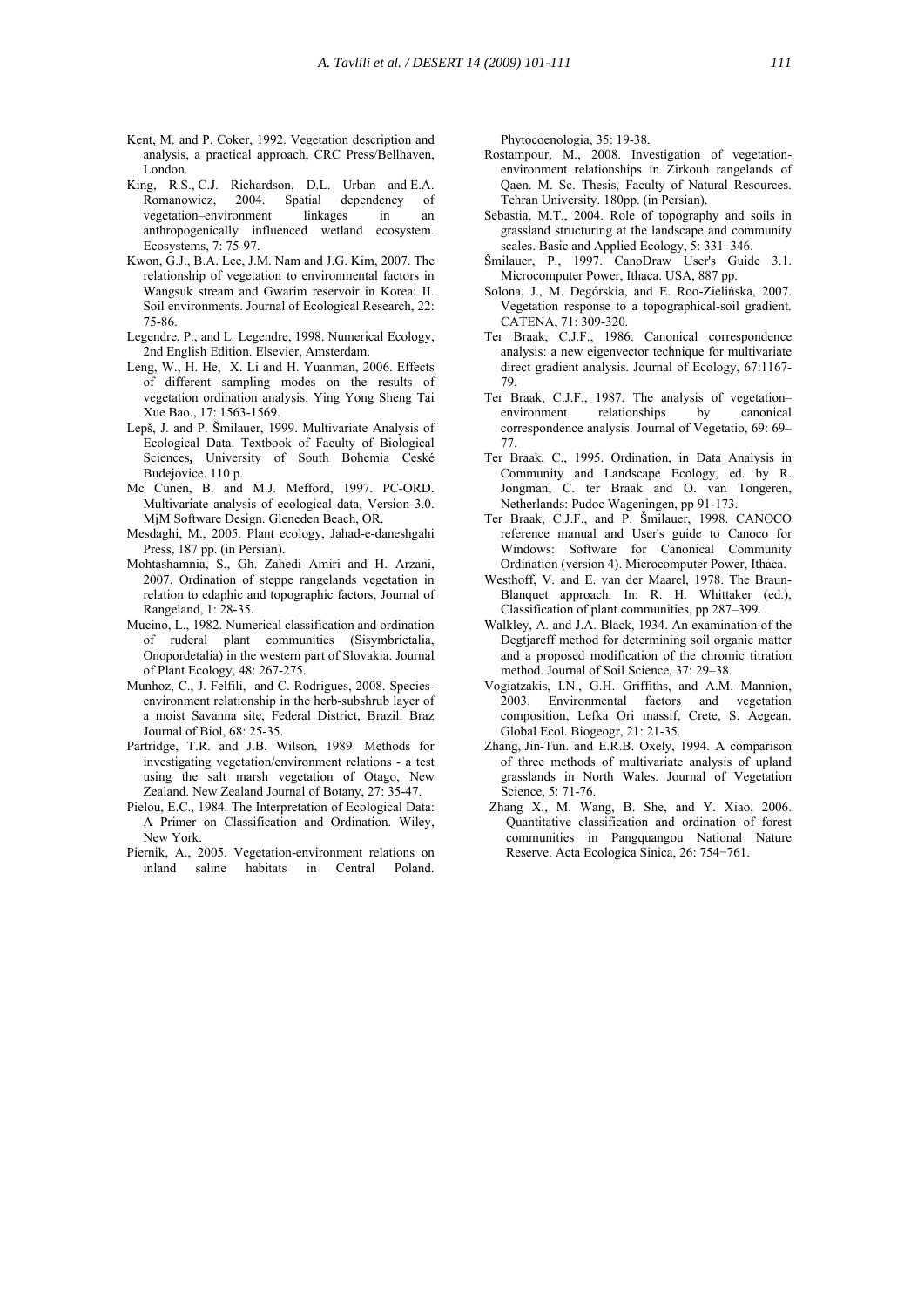Kent, M. and P. Coker, 1992. Vegetation description and analysis, a practical approach, CRC Press/Bellhaven, London.

King, R.S., C.J. Richardson, D.L. Urban and E.A. Romanowicz, 2004. Spatial dependency of vegetation–environment linkages in an anthropogenically influenced wetland ecosystem. Ecosystems, 7: 75-97.

Kwon, G.J., B.A. Lee, J.M. Nam and J.G. Kim, 2007. The relationship of vegetation to environmental factors in Wangsuk stream and Gwarim reservoir in Korea: II. Soil environments. Journal of Ecological Research, 22: 75-86.

Legendre, P., and L. Legendre, 1998. Numerical Ecology, 2nd English Edition. Elsevier, Amsterdam.

Leng, W., H. He, X. Li and H. Yuanman, 2006. Effects of different sampling modes on the results of vegetation ordination analysis. Ying Yong Sheng Tai Xue Bao., 17: 1563-1569.

Lepš, J. and P. Šmilauer, 1999. Multivariate Analysis of Ecological Data. Textbook of Faculty of Biological Sciences**,** University of South Bohemia Ceské Budejovice. 110 p.

Mc Cunen, B. and M.J. Mefford, 1997. PC-ORD. Multivariate analysis of ecological data, Version 3.0. MjM Software Design. Gleneden Beach, OR.

Mesdaghi, M., 2005. Plant ecology, Jahad-e-daneshgahi Press, 187 pp. (in Persian).

Mohtashamnia, S., Gh. Zahedi Amiri and H. Arzani, 2007. Ordination of steppe rangelands vegetation in relation to edaphic and topographic factors, Journal of Rangeland, 1: 28-35.

Mucino, L., 1982. Numerical classification and ordination of ruderal plant communities (Sisymbrietalia, Onopordetalia) in the western part of Slovakia. Journal of Plant Ecology, 48: 267-275.

Munhoz, C., J. Felfili, and C. Rodrigues, 2008. Species-environment relationship in the herb-subshrub layer of a moist Savanna site, Federal District, Brazil. Braz Journal of Biol, 68: 25-35.

Partridge, T.R. and J.B. Wilson, 1989. Methods for investigating vegetation/environment relations - a test using the salt marsh vegetation of Otago, New Zealand. New Zealand Journal of Botany, 27: 35-47.

Pielou, E.C., 1984. The Interpretation of Ecological Data: A Primer on Classification and Ordination. Wiley, New York.

Piernik, A., 2005. Vegetation-environment relations on inland saline habitats in Central Poland. Phytocoenologia, 35: 19-38.

Rostampour, M., 2008. Investigation of vegetation-environment relationships in Zirkouh rangelands of Qaen. M. Sc. Thesis, Faculty of Natural Resources. Tehran University. 180pp. (in Persian).

Sebastia, M.T., 2004. Role of topography and soils in grassland structuring at the landscape and community scales. Basic and Applied Ecology, 5: 331–346.

Šmilauer, P., 1997. CanoDraw User's Guide 3.1. Microcomputer Power, Ithaca. USA, 887 pp.

Solona, J., M. Degórskia, and E. Roo-Zielińska, 2007. Vegetation response to a topographical-soil gradient. CATENA, 71: 309-320.

Ter Braak, C.J.F., 1986. Canonical correspondence analysis: a new eigenvector technique for multivariate direct gradient analysis. Journal of Ecology, 67:1167-79.

Ter Braak, C.J.F., 1987. The analysis of vegetation–environment relationships by canonical correspondence analysis. Journal of Vegetatio, 69: 69–77.

Ter Braak, C., 1995. Ordination, in Data Analysis in Community and Landscape Ecology, ed. by R. Jongman, C. ter Braak and O. van Tongeren, Netherlands: Pudoc Wageningen, pp 91-173.

Ter Braak, C.J.F., and P. Šmilauer, 1998. CANOCO reference manual and User's guide to Canoco for Windows: Software for Canonical Community Ordination (version 4). Microcomputer Power, Ithaca.

Westhoff, V. and E. van der Maarel, 1978. The Braun-Blanquet approach. In: R. H. Whittaker (ed.), Classification of plant communities, pp 287–399.

Walkley, A. and J.A. Black, 1934. An examination of the Degtjareff method for determining soil organic matter and a proposed modification of the chromic titration method. Journal of Soil Science, 37: 29–38.

Vogiatzakis, I.N., G.H. Griffiths, and A.M. Mannion, 2003. Environmental factors and vegetation composition, Lefka Ori massif, Crete, S. Aegean. Global Ecol. Biogeogr, 21: 21-35.

Zhang, Jin-Tun. and E.R.B. Oxely, 1994. A comparison of three methods of multivariate analysis of upland grasslands in North Wales. Journal of Vegetation Science, 5: 71-76.

Zhang X., M. Wang, B. She, and Y. Xiao, 2006. Quantitative classification and ordination of forest communities in Pangquangou National Nature Reserve. Acta Ecologica Sinica, 26: 754−761.